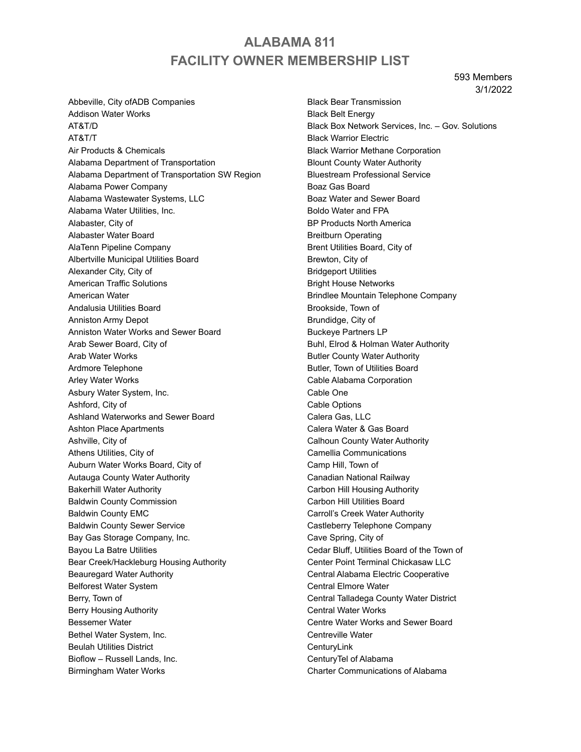# ALABAMA 811
# FACILITY OWNER MEMBERSHIP LIST

593 Members
3/1/2022

Abbeville, City ofADB Companies
Addison Water Works
AT&T/D
AT&T/T
Air Products & Chemicals
Alabama Department of Transportation
Alabama Department of Transportation SW Region
Alabama Power Company
Alabama Wastewater Systems, LLC
Alabama Water Utilities, Inc.
Alabaster, City of
Alabaster Water Board
AlaTenn Pipeline Company
Albertville Municipal Utilities Board
Alexander City, City of
American Traffic Solutions
American Water
Andalusia Utilities Board
Anniston Army Depot
Anniston Water Works and Sewer Board
Arab Sewer Board, City of
Arab Water Works
Ardmore Telephone
Arley Water Works
Asbury Water System, Inc.
Ashford, City of
Ashland Waterworks and Sewer Board
Ashton Place Apartments
Ashville, City of
Athens Utilities, City of
Auburn Water Works Board, City of
Autauga County Water Authority
Bakerhill Water Authority
Baldwin County Commission
Baldwin County EMC
Baldwin County Sewer Service
Bay Gas Storage Company, Inc.
Bayou La Batre Utilities
Bear Creek/Hackleburg Housing Authority
Beauregard Water Authority
Belforest Water System
Berry, Town of
Berry Housing Authority
Bessemer Water
Bethel Water System, Inc.
Beulah Utilities District
Bioflow – Russell Lands, Inc.
Birmingham Water Works
Black Bear Transmission
Black Belt Energy
Black Box Network Services, Inc. – Gov. Solutions
Black Warrior Electric
Black Warrior Methane Corporation
Blount County Water Authority
Bluestream Professional Service
Boaz Gas Board
Boaz Water and Sewer Board
Boldo Water and FPA
BP Products North America
Breitburn Operating
Brent Utilities Board, City of
Brewton, City of
Bridgeport Utilities
Bright House Networks
Brindlee Mountain Telephone Company
Brookside, Town of
Brundidge, City of
Buckeye Partners LP
Buhl, Elrod & Holman Water Authority
Butler County Water Authority
Butler, Town of Utilities Board
Cable Alabama Corporation
Cable One
Cable Options
Calera Gas, LLC
Calera Water & Gas Board
Calhoun County Water Authority
Camellia Communications
Camp Hill, Town of
Canadian National Railway
Carbon Hill Housing Authority
Carbon Hill Utilities Board
Carroll's Creek Water Authority
Castleberry Telephone Company
Cave Spring, City of
Cedar Bluff, Utilities Board of the Town of
Center Point Terminal Chickasaw LLC
Central Alabama Electric Cooperative
Central Elmore Water
Central Talladega County Water District
Central Water Works
Centre Water Works and Sewer Board
Centreville Water
CenturyLink
CenturyTel of Alabama
Charter Communications of Alabama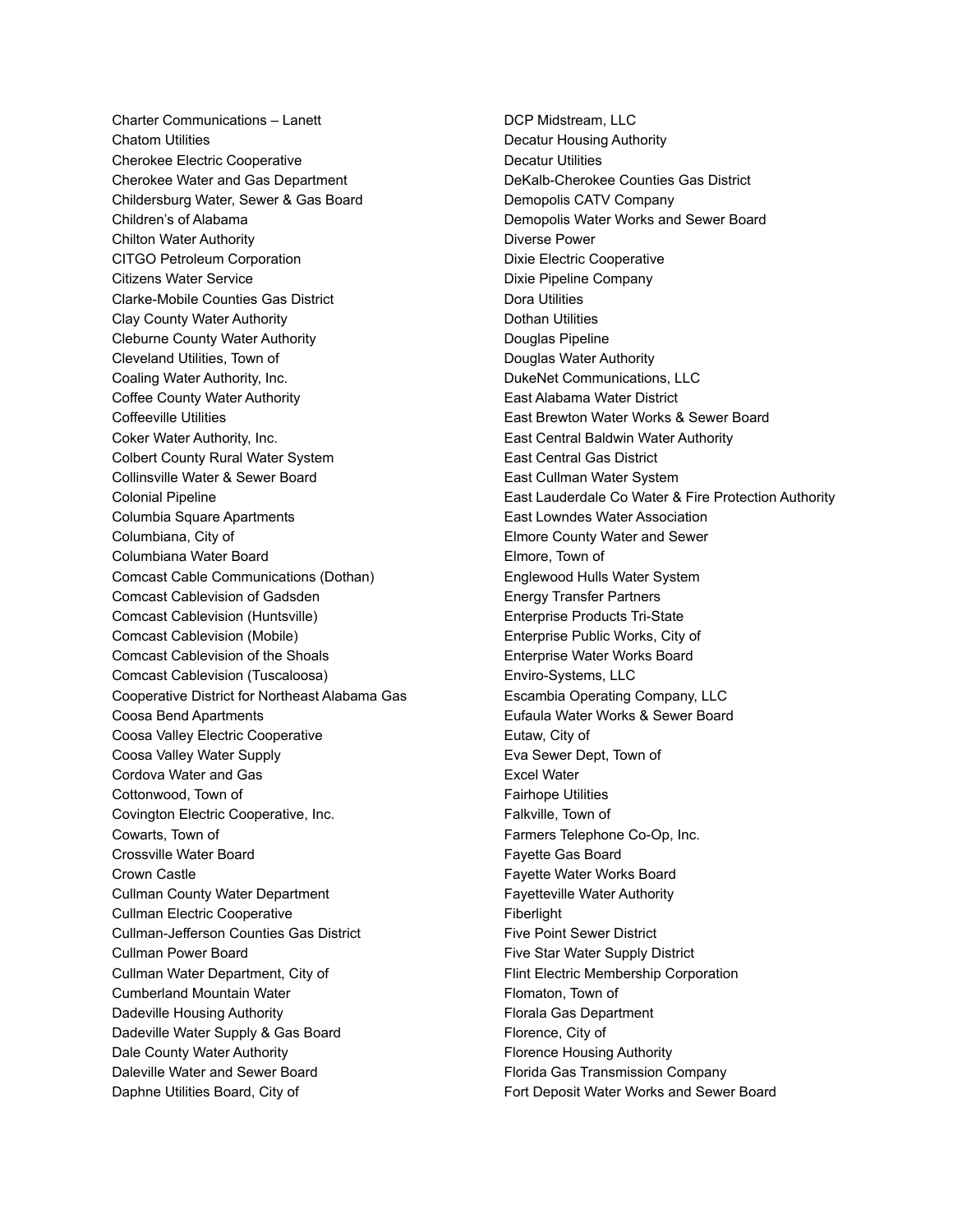Charter Communications – Lanett
Chatom Utilities
Cherokee Electric Cooperative
Cherokee Water and Gas Department
Childersburg Water, Sewer & Gas Board
Children's of Alabama
Chilton Water Authority
CITGO Petroleum Corporation
Citizens Water Service
Clarke-Mobile Counties Gas District
Clay County Water Authority
Cleburne County Water Authority
Cleveland Utilities, Town of
Coaling Water Authority, Inc.
Coffee County Water Authority
Coffeeville Utilities
Coker Water Authority, Inc.
Colbert County Rural Water System
Collinsville Water & Sewer Board
Colonial Pipeline
Columbia Square Apartments
Columbiana, City of
Columbiana Water Board
Comcast Cable Communications (Dothan)
Comcast Cablevision of Gadsden
Comcast Cablevision (Huntsville)
Comcast Cablevision (Mobile)
Comcast Cablevision of the Shoals
Comcast Cablevision (Tuscaloosa)
Cooperative District for Northeast Alabama Gas
Coosa Bend Apartments
Coosa Valley Electric Cooperative
Coosa Valley Water Supply
Cordova Water and Gas
Cottonwood, Town of
Covington Electric Cooperative, Inc.
Cowarts, Town of
Crossville Water Board
Crown Castle
Cullman County Water Department
Cullman Electric Cooperative
Cullman-Jefferson Counties Gas District
Cullman Power Board
Cullman Water Department, City of
Cumberland Mountain Water
Dadeville Housing Authority
Dadeville Water Supply & Gas Board
Dale County Water Authority
Daleville Water and Sewer Board
Daphne Utilities Board, City of
DCP Midstream, LLC
Decatur Housing Authority
Decatur Utilities
DeKalb-Cherokee Counties Gas District
Demopolis CATV Company
Demopolis Water Works and Sewer Board
Diverse Power
Dixie Electric Cooperative
Dixie Pipeline Company
Dora Utilities
Dothan Utilities
Douglas Pipeline
Douglas Water Authority
DukeNet Communications, LLC
East Alabama Water District
East Brewton Water Works & Sewer Board
East Central Baldwin Water Authority
East Central Gas District
East Cullman Water System
East Lauderdale Co Water & Fire Protection Authority
East Lowndes Water Association
Elmore County Water and Sewer
Elmore, Town of
Englewood Hulls Water System
Energy Transfer Partners
Enterprise Products Tri-State
Enterprise Public Works, City of
Enterprise Water Works Board
Enviro-Systems, LLC
Escambia Operating Company, LLC
Eufaula Water Works & Sewer Board
Eutaw, City of
Eva Sewer Dept, Town of
Excel Water
Fairhope Utilities
Falkville, Town of
Farmers Telephone Co-Op, Inc.
Fayette Gas Board
Fayette Water Works Board
Fayetteville Water Authority
Fiberlight
Five Point Sewer District
Five Star Water Supply District
Flint Electric Membership Corporation
Flomaton, Town of
Florala Gas Department
Florence, City of
Florence Housing Authority
Florida Gas Transmission Company
Fort Deposit Water Works and Sewer Board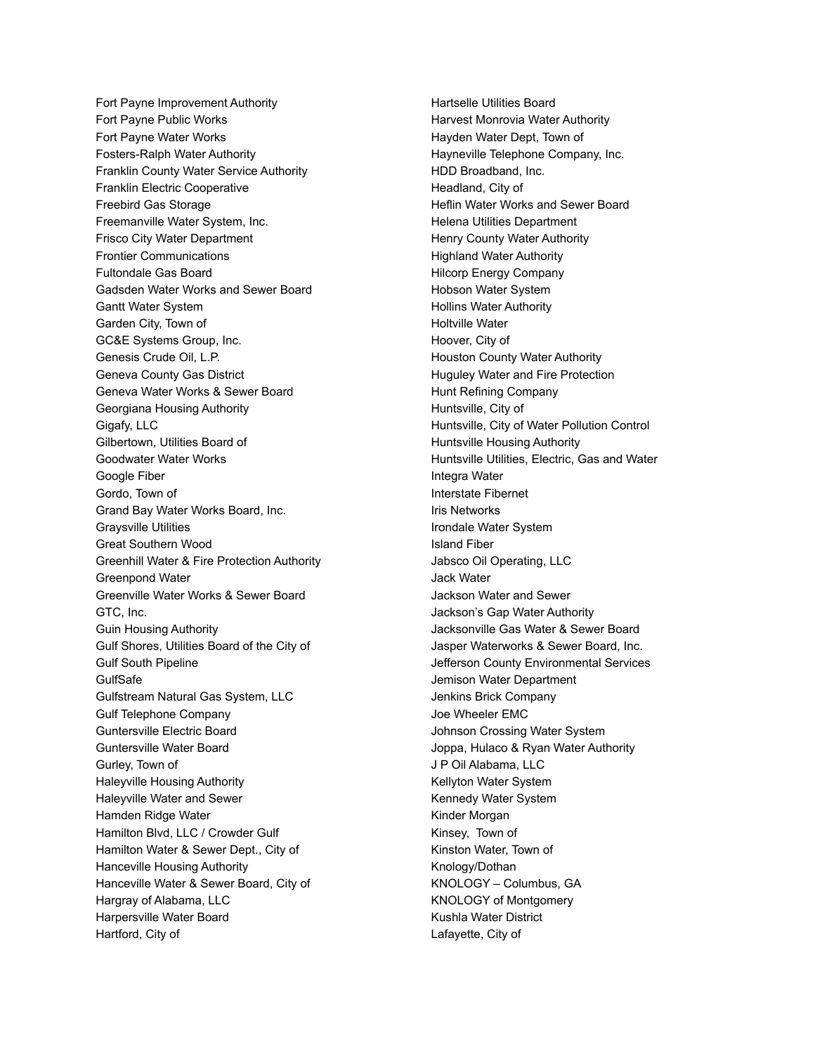Fort Payne Improvement Authority
Fort Payne Public Works
Fort Payne Water Works
Fosters-Ralph Water Authority
Franklin County Water Service Authority
Franklin Electric Cooperative
Freebird Gas Storage
Freemanville Water System, Inc.
Frisco City Water Department
Frontier Communications
Fultondale Gas Board
Gadsden Water Works and Sewer Board
Gantt Water System
Garden City, Town of
GC&E Systems Group, Inc.
Genesis Crude Oil, L.P.
Geneva County Gas District
Geneva Water Works & Sewer Board
Georgiana Housing Authority
Gigafy, LLC
Gilbertown, Utilities Board of
Goodwater Water Works
Google Fiber
Gordo, Town of
Grand Bay Water Works Board, Inc.
Graysville Utilities
Great Southern Wood
Greenhill Water & Fire Protection Authority
Greenpond Water
Greenville Water Works & Sewer Board
GTC, Inc.
Guin Housing Authority
Gulf Shores, Utilities Board of the City of
Gulf South Pipeline
GulfSafe
Gulfstream Natural Gas System, LLC
Gulf Telephone Company
Guntersville Electric Board
Guntersville Water Board
Gurley, Town of
Haleyville Housing Authority
Haleyville Water and Sewer
Hamden Ridge Water
Hamilton Blvd, LLC / Crowder Gulf
Hamilton Water & Sewer Dept., City of
Hanceville Housing Authority
Hanceville Water & Sewer Board, City of
Hargray of Alabama, LLC
Harpersville Water Board
Hartford, City of
Hartselle Utilities Board
Harvest Monrovia Water Authority
Hayden Water Dept, Town of
Hayneville Telephone Company, Inc.
HDD Broadband, Inc.
Headland, City of
Heflin Water Works and Sewer Board
Helena Utilities Department
Henry County Water Authority
Highland Water Authority
Hilcorp Energy Company
Hobson Water System
Hollins Water Authority
Holtville Water
Hoover, City of
Houston County Water Authority
Huguley Water and Fire Protection
Hunt Refining Company
Huntsville, City of
Huntsville, City of Water Pollution Control
Huntsville Housing Authority
Huntsville Utilities, Electric, Gas and Water
Integra Water
Interstate Fibernet
Iris Networks
Irondale Water System
Island Fiber
Jabsco Oil Operating, LLC
Jack Water
Jackson Water and Sewer
Jackson's Gap Water Authority
Jacksonville Gas Water & Sewer Board
Jasper Waterworks & Sewer Board, Inc.
Jefferson County Environmental Services
Jemison Water Department
Jenkins Brick Company
Joe Wheeler EMC
Johnson Crossing Water System
Joppa, Hulaco & Ryan Water Authority
J P Oil Alabama, LLC
Kellyton Water System
Kennedy Water System
Kinder Morgan
Kinsey, Town of
Kinston Water, Town of
Knology/Dothan
KNOLOGY – Columbus, GA
KNOLOGY of Montgomery
Kushla Water District
Lafayette, City of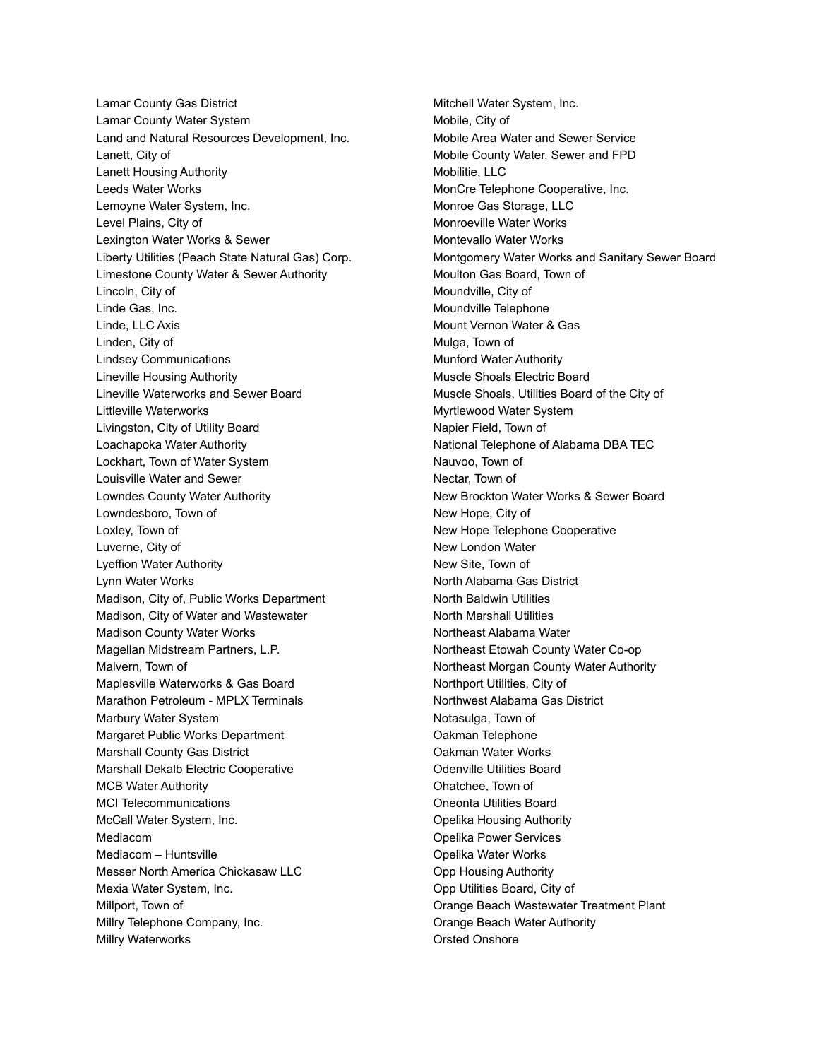Lamar County Gas District
Lamar County Water System
Land and Natural Resources Development, Inc.
Lanett, City of
Lanett Housing Authority
Leeds Water Works
Lemoyne Water System, Inc.
Level Plains, City of
Lexington Water Works & Sewer
Liberty Utilities (Peach State Natural Gas) Corp.
Limestone County Water & Sewer Authority
Lincoln, City of
Linde Gas, Inc.
Linde, LLC Axis
Linden, City of
Lindsey Communications
Lineville Housing Authority
Lineville Waterworks and Sewer Board
Littleville Waterworks
Livingston, City of Utility Board
Loachapoka Water Authority
Lockhart, Town of Water System
Louisville Water and Sewer
Lowndes County Water Authority
Lowndesboro, Town of
Loxley, Town of
Luverne, City of
Lyeffion Water Authority
Lynn Water Works
Madison, City of, Public Works Department
Madison, City of Water and Wastewater
Madison County Water Works
Magellan Midstream Partners, L.P.
Malvern, Town of
Maplesville Waterworks & Gas Board
Marathon Petroleum - MPLX Terminals
Marbury Water System
Margaret Public Works Department
Marshall County Gas District
Marshall Dekalb Electric Cooperative
MCB Water Authority
MCI Telecommunications
McCall Water System, Inc.
Mediacom
Mediacom – Huntsville
Messer North America Chickasaw LLC
Mexia Water System, Inc.
Millport, Town of
Millry Telephone Company, Inc.
Millry Waterworks
Mitchell Water System, Inc.
Mobile, City of
Mobile Area Water and Sewer Service
Mobile County Water, Sewer and FPD
Mobilitie, LLC
MonCre Telephone Cooperative, Inc.
Monroe Gas Storage, LLC
Monroeville Water Works
Montevallo Water Works
Montgomery Water Works and Sanitary Sewer Board
Moulton Gas Board, Town of
Moundville, City of
Moundville Telephone
Mount Vernon Water & Gas
Mulga, Town of
Munford Water Authority
Muscle Shoals Electric Board
Muscle Shoals, Utilities Board of the City of
Myrtlewood Water System
Napier Field, Town of
National Telephone of Alabama DBA TEC
Nauvoo, Town of
Nectar, Town of
New Brockton Water Works & Sewer Board
New Hope, City of
New Hope Telephone Cooperative
New London Water
New Site, Town of
North Alabama Gas District
North Baldwin Utilities
North Marshall Utilities
Northeast Alabama Water
Northeast Etowah County Water Co-op
Northeast Morgan County Water Authority
Northport Utilities, City of
Northwest Alabama Gas District
Notasulga, Town of
Oakman Telephone
Oakman Water Works
Odenville Utilities Board
Ohatchee, Town of
Oneonta Utilities Board
Opelika Housing Authority
Opelika Power Services
Opelika Water Works
Opp Housing Authority
Opp Utilities Board, City of
Orange Beach Wastewater Treatment Plant
Orange Beach Water Authority
Orsted Onshore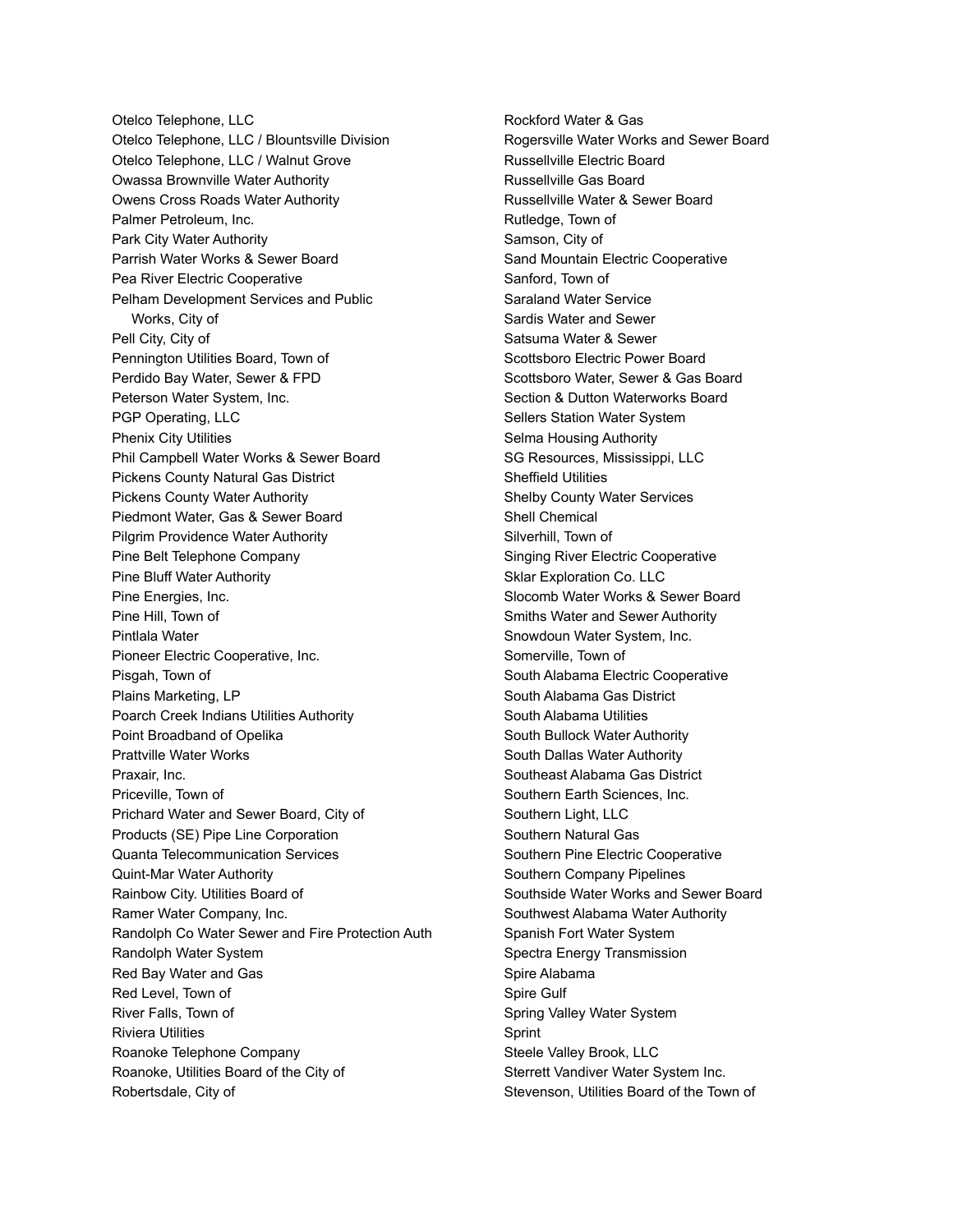Otelco Telephone, LLC
Otelco Telephone, LLC / Blountsville Division
Otelco Telephone, LLC / Walnut Grove
Owassa Brownville Water Authority
Owens Cross Roads Water Authority
Palmer Petroleum, Inc.
Park City Water Authority
Parrish Water Works & Sewer Board
Pea River Electric Cooperative
Pelham Development Services and Public Works, City of
Pell City, City of
Pennington Utilities Board, Town of
Perdido Bay Water, Sewer & FPD
Peterson Water System, Inc.
PGP Operating, LLC
Phenix City Utilities
Phil Campbell Water Works & Sewer Board
Pickens County Natural Gas District
Pickens County Water Authority
Piedmont Water, Gas & Sewer Board
Pilgrim Providence Water Authority
Pine Belt Telephone Company
Pine Bluff Water Authority
Pine Energies, Inc.
Pine Hill, Town of
Pintlala Water
Pioneer Electric Cooperative, Inc.
Pisgah, Town of
Plains Marketing, LP
Poarch Creek Indians Utilities Authority
Point Broadband of Opelika
Prattville Water Works
Praxair, Inc.
Priceville, Town of
Prichard Water and Sewer Board, City of
Products (SE) Pipe Line Corporation
Quanta Telecommunication Services
Quint-Mar Water Authority
Rainbow City. Utilities Board of
Ramer Water Company, Inc.
Randolph Co Water Sewer and Fire Protection Auth
Randolph Water System
Red Bay Water and Gas
Red Level, Town of
River Falls, Town of
Riviera Utilities
Roanoke Telephone Company
Roanoke, Utilities Board of the City of
Robertsdale, City of
Rockford Water & Gas
Rogersville Water Works and Sewer Board
Russellville Electric Board
Russellville Gas Board
Russellville Water & Sewer Board
Rutledge, Town of
Samson, City of
Sand Mountain Electric Cooperative
Sanford, Town of
Saraland Water Service
Sardis Water and Sewer
Satsuma Water & Sewer
Scottsboro Electric Power Board
Scottsboro Water, Sewer & Gas Board
Section & Dutton Waterworks Board
Sellers Station Water System
Selma Housing Authority
SG Resources, Mississippi, LLC
Sheffield Utilities
Shelby County Water Services
Shell Chemical
Silverhill, Town of
Singing River Electric Cooperative
Sklar Exploration Co. LLC
Slocomb Water Works & Sewer Board
Smiths Water and Sewer Authority
Snowdoun Water System, Inc.
Somerville, Town of
South Alabama Electric Cooperative
South Alabama Gas District
South Alabama Utilities
South Bullock Water Authority
South Dallas Water Authority
Southeast Alabama Gas District
Southern Earth Sciences, Inc.
Southern Light, LLC
Southern Natural Gas
Southern Pine Electric Cooperative
Southern Company Pipelines
Southside Water Works and Sewer Board
Southwest Alabama Water Authority
Spanish Fort Water System
Spectra Energy Transmission
Spire Alabama
Spire Gulf
Spring Valley Water System
Sprint
Steele Valley Brook, LLC
Sterrett Vandiver Water System Inc.
Stevenson, Utilities Board of the Town of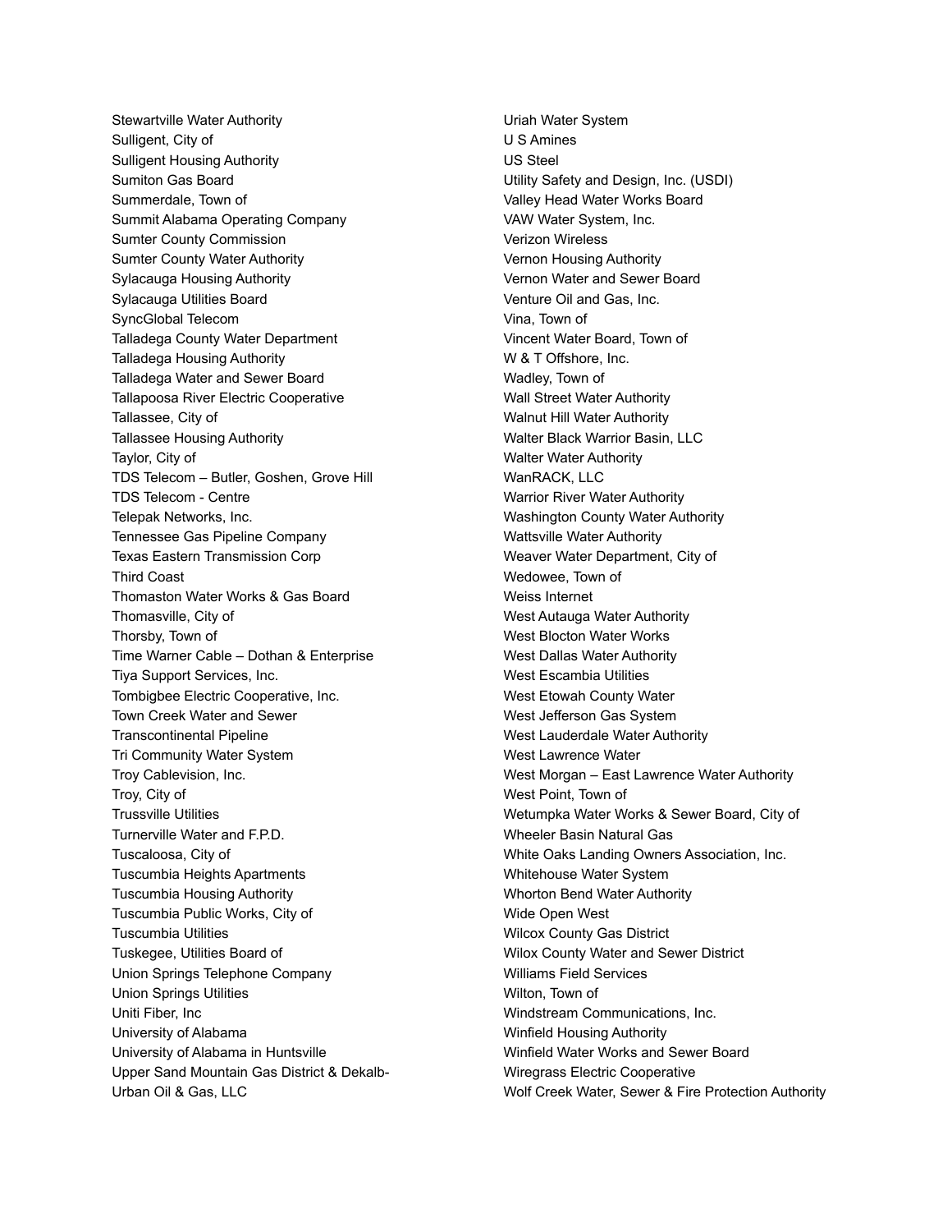Stewartville Water Authority
Sulligent, City of
Sulligent Housing Authority
Sumiton Gas Board
Summerdale, Town of
Summit Alabama Operating Company
Sumter County Commission
Sumter County Water Authority
Sylacauga Housing Authority
Sylacauga Utilities Board
SyncGlobal Telecom
Talladega County Water Department
Talladega Housing Authority
Talladega Water and Sewer Board
Tallapoosa River Electric Cooperative
Tallassee, City of
Tallassee Housing Authority
Taylor, City of
TDS Telecom – Butler, Goshen, Grove Hill
TDS Telecom - Centre
Telepak Networks, Inc.
Tennessee Gas Pipeline Company
Texas Eastern Transmission Corp
Third Coast
Thomaston Water Works & Gas Board
Thomasville, City of
Thorsby, Town of
Time Warner Cable – Dothan & Enterprise
Tiya Support Services, Inc.
Tombigbee Electric Cooperative, Inc.
Town Creek Water and Sewer
Transcontinental Pipeline
Tri Community Water System
Troy Cablevision, Inc.
Troy, City of
Trussville Utilities
Turnerville Water and F.P.D.
Tuscaloosa, City of
Tuscumbia Heights Apartments
Tuscumbia Housing Authority
Tuscumbia Public Works, City of
Tuscumbia Utilities
Tuskegee, Utilities Board of
Union Springs Telephone Company
Union Springs Utilities
Uniti Fiber, Inc
University of Alabama
University of Alabama in Huntsville
Upper Sand Mountain Gas District & Dekalb-
Urban Oil & Gas, LLC
Uriah Water System
U S Amines
US Steel
Utility Safety and Design, Inc. (USDI)
Valley Head Water Works Board
VAW Water System, Inc.
Verizon Wireless
Vernon Housing Authority
Vernon Water and Sewer Board
Venture Oil and Gas, Inc.
Vina, Town of
Vincent Water Board, Town of
W & T Offshore, Inc.
Wadley, Town of
Wall Street Water Authority
Walnut Hill Water Authority
Walter Black Warrior Basin, LLC
Walter Water Authority
WanRACK, LLC
Warrior River Water Authority
Washington County Water Authority
Wattsville Water Authority
Weaver Water Department, City of
Wedowee, Town of
Weiss Internet
West Autauga Water Authority
West Blocton Water Works
West Dallas Water Authority
West Escambia Utilities
West Etowah County Water
West Jefferson Gas System
West Lauderdale Water Authority
West Lawrence Water
West Morgan – East Lawrence Water Authority
West Point, Town of
Wetumpka Water Works & Sewer Board, City of
Wheeler Basin Natural Gas
White Oaks Landing Owners Association, Inc.
Whitehouse Water System
Whorton Bend Water Authority
Wide Open West
Wilcox County Gas District
Wilox County Water and Sewer District
Williams Field Services
Wilton, Town of
Windstream Communications, Inc.
Winfield Housing Authority
Winfield Water Works and Sewer Board
Wiregrass Electric Cooperative
Wolf Creek Water, Sewer & Fire Protection Authority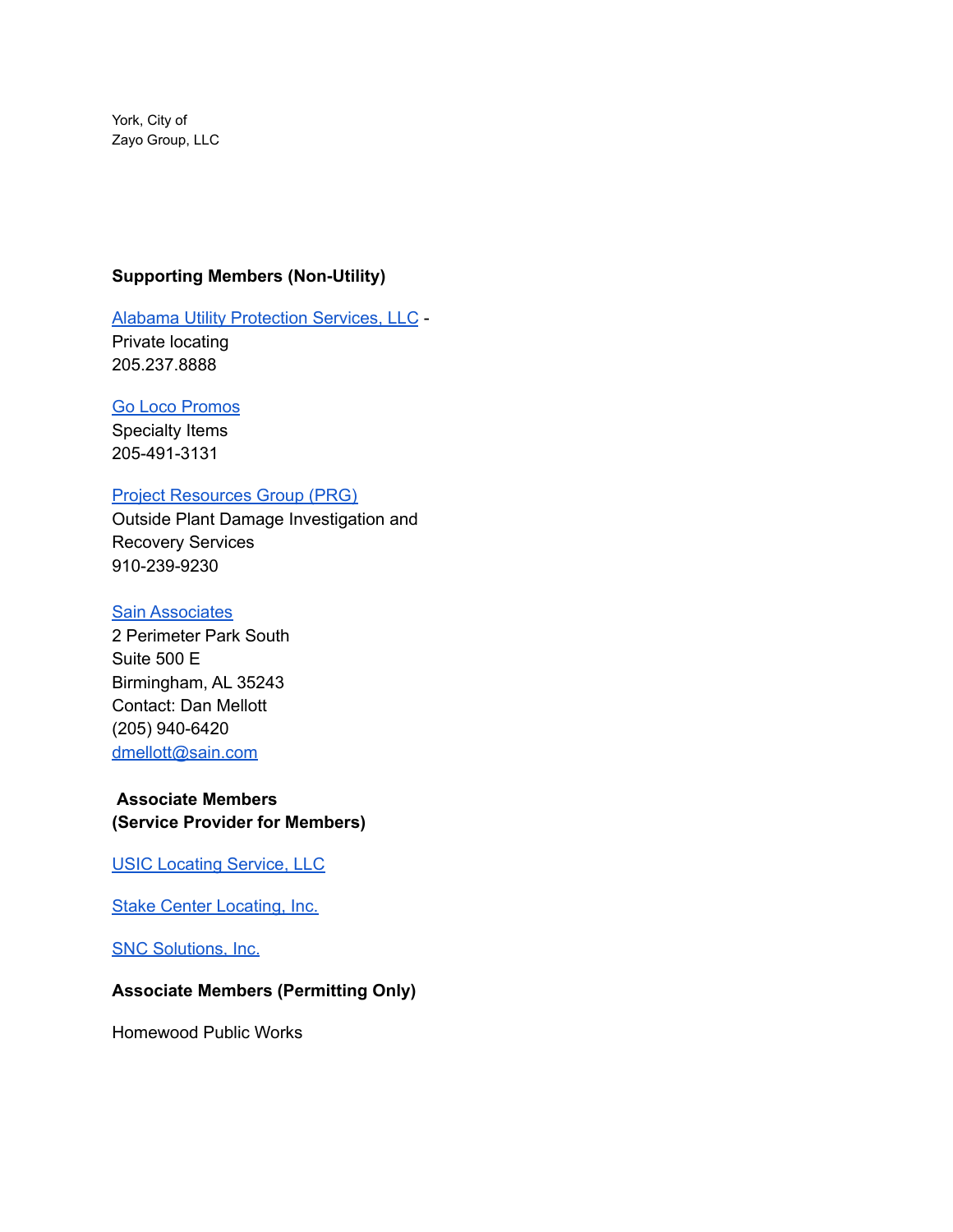York, City of
Zayo Group, LLC

**Supporting Members (Non-Utility)**

Alabama Utility Protection Services, LLC -
Private locating
205.237.8888

Go Loco Promos
Specialty Items
205-491-3131

Project Resources Group (PRG)
Outside Plant Damage Investigation and Recovery Services
910-239-9230

Sain Associates
2 Perimeter Park South
Suite 500 E
Birmingham, AL 35243
Contact: Dan Mellott
(205) 940-6420
dmellott@sain.com

**Associate Members (Service Provider for Members)**

USIC Locating Service, LLC

Stake Center Locating, Inc.

SNC Solutions, Inc.

**Associate Members (Permitting Only)**

Homewood Public Works